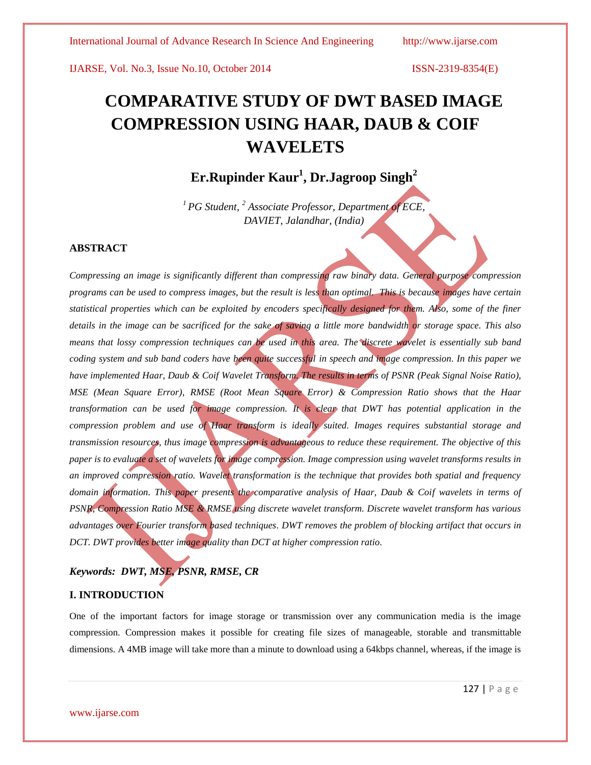# COMPARATIVE STUDY OF DWT BASED IMAGE COMPRESSION USING HAAR, DAUB & COIF WAVELETS

**Er.Rupinder Kaur[1], Dr.Jagroop Singh[2]**

*[1] PG Student, [2] Associate Professor, Department of ECE, DAVIET, Jalandhar, (India)*

## ABSTRACT

*Compressing an image is significantly different than compressing raw binary data. General purpose compression programs can be used to compress images, but the result is less than optimal. This is because images have certain statistical properties which can be exploited by encoders specifically designed for them. Also, some of the finer details in the image can be sacrificed for the sake of saving a little more bandwidth or storage space. This also means that lossy compression techniques can be used in this area. The discrete wavelet is essentially sub band coding system and sub band coders have been quite successful in speech and image compression. In this paper we have implemented Haar, Daub & Coif Wavelet Transform. The results in terms of PSNR (Peak Signal Noise Ratio), MSE (Mean Square Error), RMSE (Root Mean Square Error) & Compression Ratio shows that the Haar transformation can be used for image compression. It is clear that DWT has potential application in the compression problem and use of Haar transform is ideally suited. Images requires substantial storage and transmission resources, thus image compression is advantageous to reduce these requirement. The objective of this paper is to evaluate a set of wavelets for image compression. Image compression using wavelet transforms results in an improved compression ratio. Wavelet transformation is the technique that provides both spatial and frequency domain information. This paper presents the comparative analysis of Haar, Daub & Coif wavelets in terms of PSNR, Compression Ratio MSE & RMSE using discrete wavelet transform. Discrete wavelet transform has various advantages over Fourier transform based techniques. DWT removes the problem of blocking artifact that occurs in DCT. DWT provides better image quality than DCT at higher compression ratio.*

***Keywords: DWT, MSE, PSNR, RMSE, CR***

## I. INTRODUCTION

One of the important factors for image storage or transmission over any communication media is the image compression. Compression makes it possible for creating file sizes of manageable, storable and transmittable dimensions. A 4MB image will take more than a minute to download using a 64kbps channel, whereas, if the image is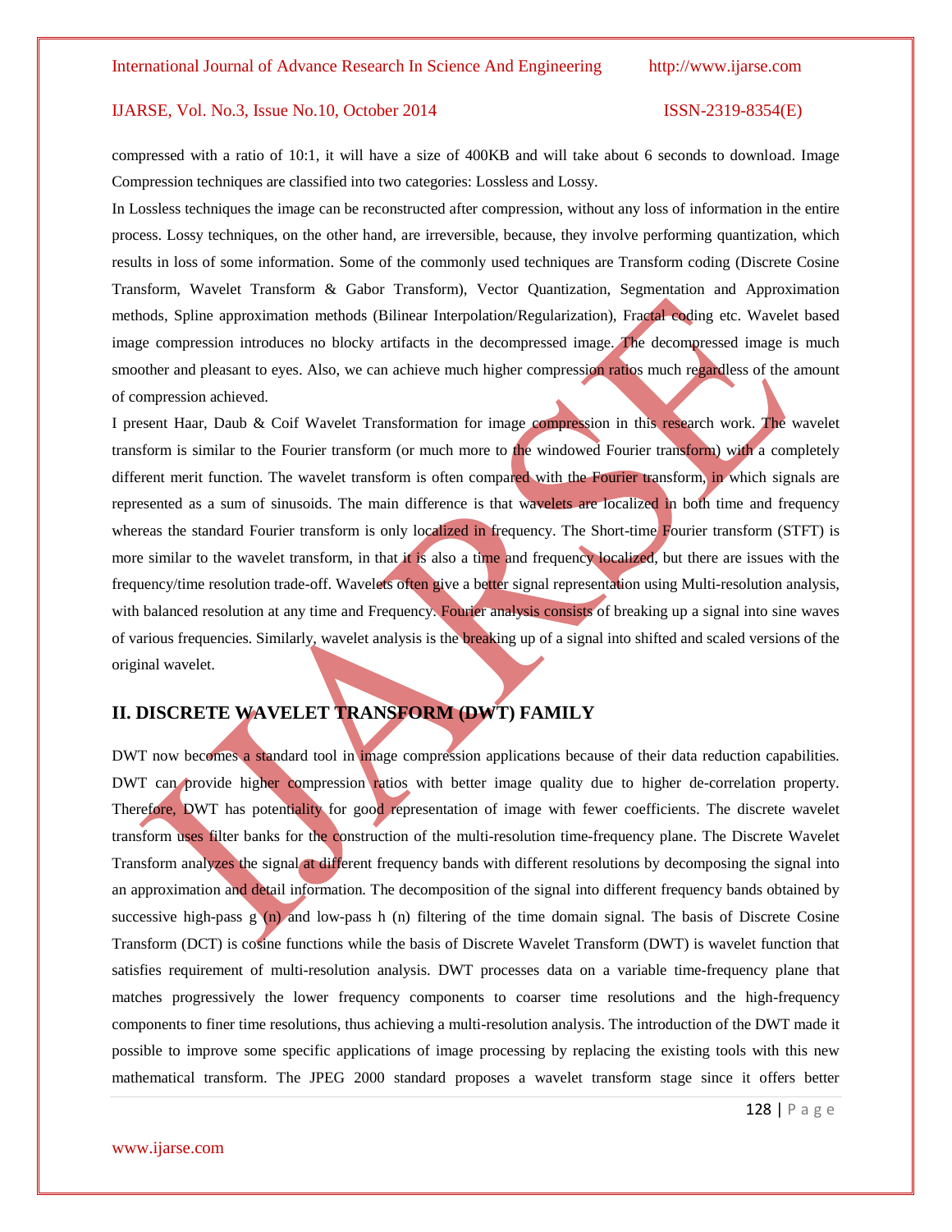compressed with a ratio of 10:1, it will have a size of 400KB and will take about 6 seconds to download. Image Compression techniques are classified into two categories: Lossless and Lossy.

In Lossless techniques the image can be reconstructed after compression, without any loss of information in the entire process. Lossy techniques, on the other hand, are irreversible, because, they involve performing quantization, which results in loss of some information. Some of the commonly used techniques are Transform coding (Discrete Cosine Transform, Wavelet Transform & Gabor Transform), Vector Quantization, Segmentation and Approximation methods, Spline approximation methods (Bilinear Interpolation/Regularization), Fractal coding etc. Wavelet based image compression introduces no blocky artifacts in the decompressed image. The decompressed image is much smoother and pleasant to eyes. Also, we can achieve much higher compression ratios much regardless of the amount of compression achieved.

I present Haar, Daub & Coif Wavelet Transformation for image compression in this research work. The wavelet transform is similar to the Fourier transform (or much more to the windowed Fourier transform) with a completely different merit function. The wavelet transform is often compared with the Fourier transform, in which signals are represented as a sum of sinusoids. The main difference is that wavelets are localized in both time and frequency whereas the standard Fourier transform is only localized in frequency. The Short-time Fourier transform (STFT) is more similar to the wavelet transform, in that it is also a time and frequency localized, but there are issues with the frequency/time resolution trade-off. Wavelets often give a better signal representation using Multi-resolution analysis, with balanced resolution at any time and Frequency. Fourier analysis consists of breaking up a signal into sine waves of various frequencies. Similarly, wavelet analysis is the breaking up of a signal into shifted and scaled versions of the original wavelet.

## II. DISCRETE WAVELET TRANSFORM (DWT) FAMILY

DWT now becomes a standard tool in image compression applications because of their data reduction capabilities. DWT can provide higher compression ratios with better image quality due to higher de-correlation property. Therefore, DWT has potentiality for good representation of image with fewer coefficients. The discrete wavelet transform uses filter banks for the construction of the multi-resolution time-frequency plane. The Discrete Wavelet Transform analyzes the signal at different frequency bands with different resolutions by decomposing the signal into an approximation and detail information. The decomposition of the signal into different frequency bands obtained by successive high-pass $g(n)$ and low-pass $h(n)$ filtering of the time domain signal. The basis of Discrete Cosine Transform (DCT) is cosine functions while the basis of Discrete Wavelet Transform (DWT) is wavelet function that satisfies requirement of multi-resolution analysis. DWT processes data on a variable time-frequency plane that matches progressively the lower frequency components to coarser time resolutions and the high-frequency components to finer time resolutions, thus achieving a multi-resolution analysis. The introduction of the DWT made it possible to improve some specific applications of image processing by replacing the existing tools with this new mathematical transform. The JPEG 2000 standard proposes a wavelet transform stage since it offers better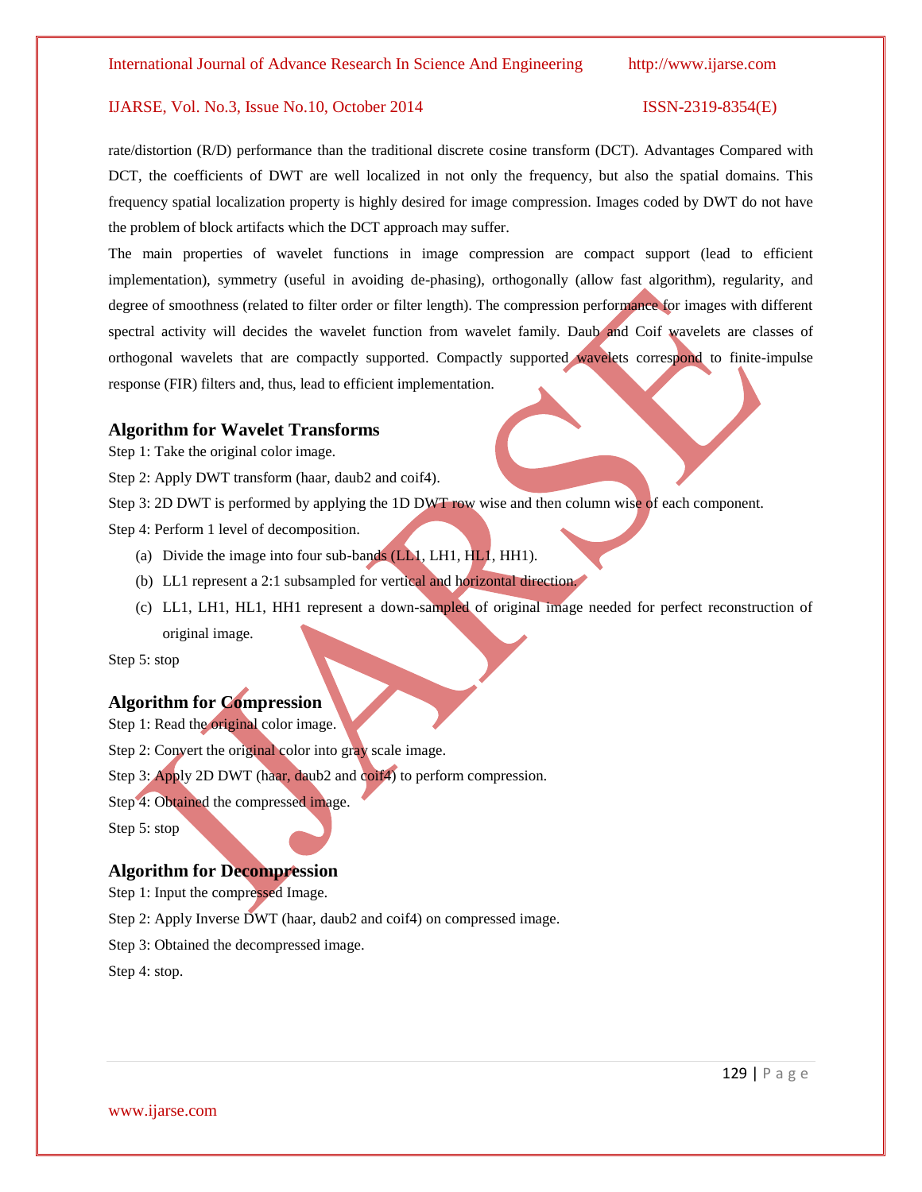rate/distortion (R/D) performance than the traditional discrete cosine transform (DCT). Advantages Compared with DCT, the coefficients of DWT are well localized in not only the frequency, but also the spatial domains. This frequency spatial localization property is highly desired for image compression. Images coded by DWT do not have the problem of block artifacts which the DCT approach may suffer.

The main properties of wavelet functions in image compression are compact support (lead to efficient implementation), symmetry (useful in avoiding de-phasing), orthogonally (allow fast algorithm), regularity, and degree of smoothness (related to filter order or filter length). The compression performance for images with different spectral activity will decides the wavelet function from wavelet family. Daub and Coif wavelets are classes of orthogonal wavelets that are compactly supported. Compactly supported wavelets correspond to finite-impulse response (FIR) filters and, thus, lead to efficient implementation.

### Algorithm for Wavelet Transforms

Step 1: Take the original color image.

Step 2: Apply DWT transform (haar, daub2 and coif4).

Step 3: 2D DWT is performed by applying the 1D DWT row wise and then column wise of each component.

Step 4: Perform 1 level of decomposition.

(a) Divide the image into four sub-bands (LL1, LH1, HL1, HH1).

(b) LL1 represent a 2:1 subsampled for vertical and horizontal direction.

(c) LL1, LH1, HL1, HH1 represent a down-sampled of original image needed for perfect reconstruction of original image.

Step 5: stop

### Algorithm for Compression

Step 1: Read the original color image.

Step 2: Convert the original color into gray scale image.

Step 3: Apply 2D DWT (haar, daub2 and coif4) to perform compression.

Step 4: Obtained the compressed image.

Step 5: stop

### Algorithm for Decompression

Step 1: Input the compressed Image.

Step 2: Apply Inverse DWT (haar, daub2 and coif4) on compressed image.

Step 3: Obtained the decompressed image.

Step 4: stop.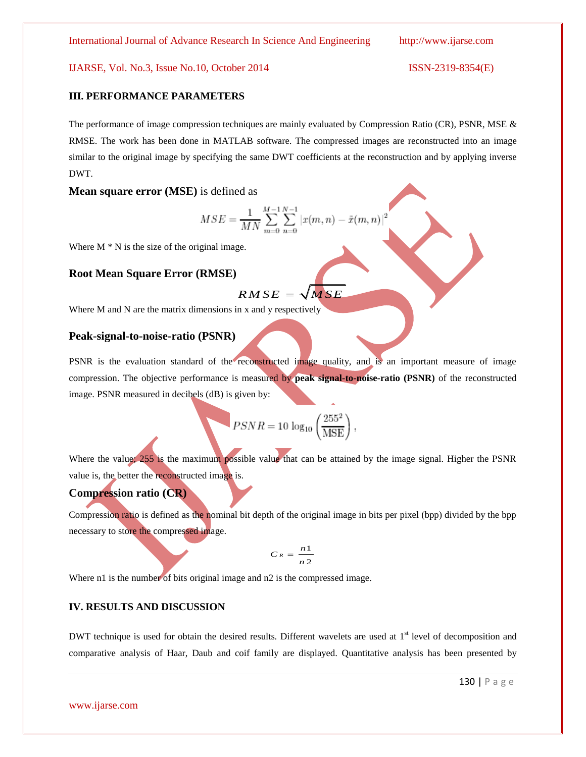## III. PERFORMANCE PARAMETERS

The performance of image compression techniques are mainly evaluated by Compression Ratio (CR), PSNR, MSE & RMSE. The work has been done in MATLAB software. The compressed images are reconstructed into an image similar to the original image by specifying the same DWT coefficients at the reconstruction and by applying inverse DWT.

**Mean square error (MSE)** is defined as

$$MSE = \frac{1}{MN}\sum_{m=0}^{M-1}\sum_{n=0}^{N-1}\left|x(m,n) - \tilde{x}(m,n)\right|^2$$

Where M * N is the size of the original image.

### Root Mean Square Error (RMSE)

$$RMSE = \sqrt{MSE}$$

Where M and N are the matrix dimensions in x and y respectively

### Peak-signal-to-noise-ratio (PSNR)

PSNR is the evaluation standard of the reconstructed image quality, and is an important measure of image compression. The objective performance is measured by **peak signal-to-noise-ratio (PSNR)** of the reconstructed image. PSNR measured in decibels (dB) is given by:

$$PSNR = 10\log_{10}\left(\frac{255^2}{\text{MSE}}\right),$$

Where the value; 255 is the maximum possible value that can be attained by the image signal. Higher the PSNR value is, the better the reconstructed image is.

### Compression ratio (CR)

Compression ratio is defined as the nominal bit depth of the original image in bits per pixel (bpp) divided by the bpp necessary to store the compressed image.

$$C_R = \frac{n1}{n2}$$

Where n1 is the number of bits original image and n2 is the compressed image.

## IV. RESULTS AND DISCUSSION

DWT technique is used for obtain the desired results. Different wavelets are used at 1st level of decomposition and comparative analysis of Haar, Daub and coif family are displayed. Quantitative analysis has been presented by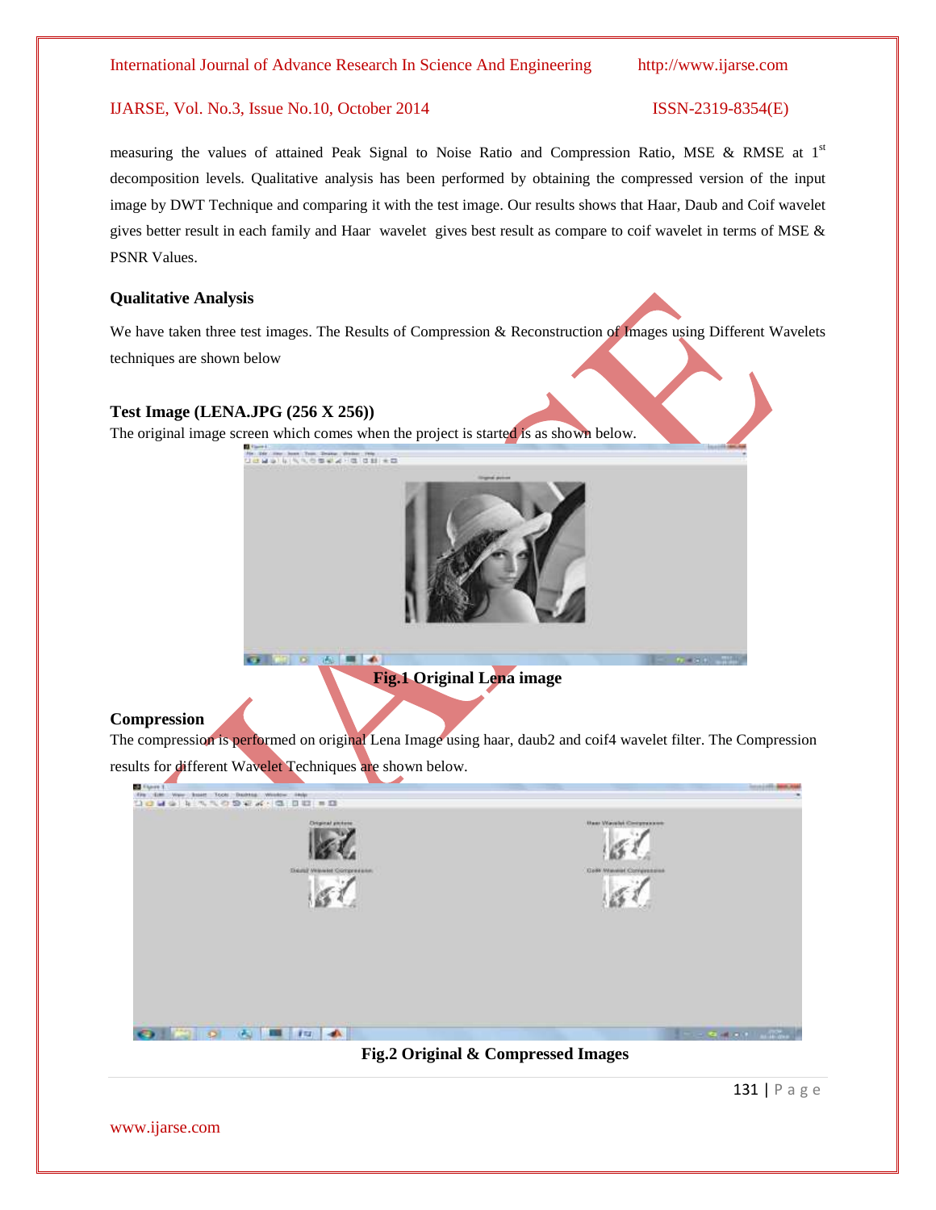measuring the values of attained Peak Signal to Noise Ratio and Compression Ratio, MSE & RMSE at 1[st] decomposition levels. Qualitative analysis has been performed by obtaining the compressed version of the input image by DWT Technique and comparing it with the test image. Our results shows that Haar, Daub and Coif wavelet gives better result in each family and Haar wavelet gives best result as compare to coif wavelet in terms of MSE & PSNR Values.

### Qualitative Analysis

We have taken three test images. The Results of Compression & Reconstruction of Images using Different Wavelets techniques are shown below

### Test Image (LENA.JPG (256 X 256))

The original image screen which comes when the project is started is as shown below.

**Fig.1 Original Lena image**

### Compression

The compression is performed on original Lena Image using haar, daub2 and coif4 wavelet filter. The Compression results for different Wavelet Techniques are shown below.

**Fig.2 Original & Compressed Images**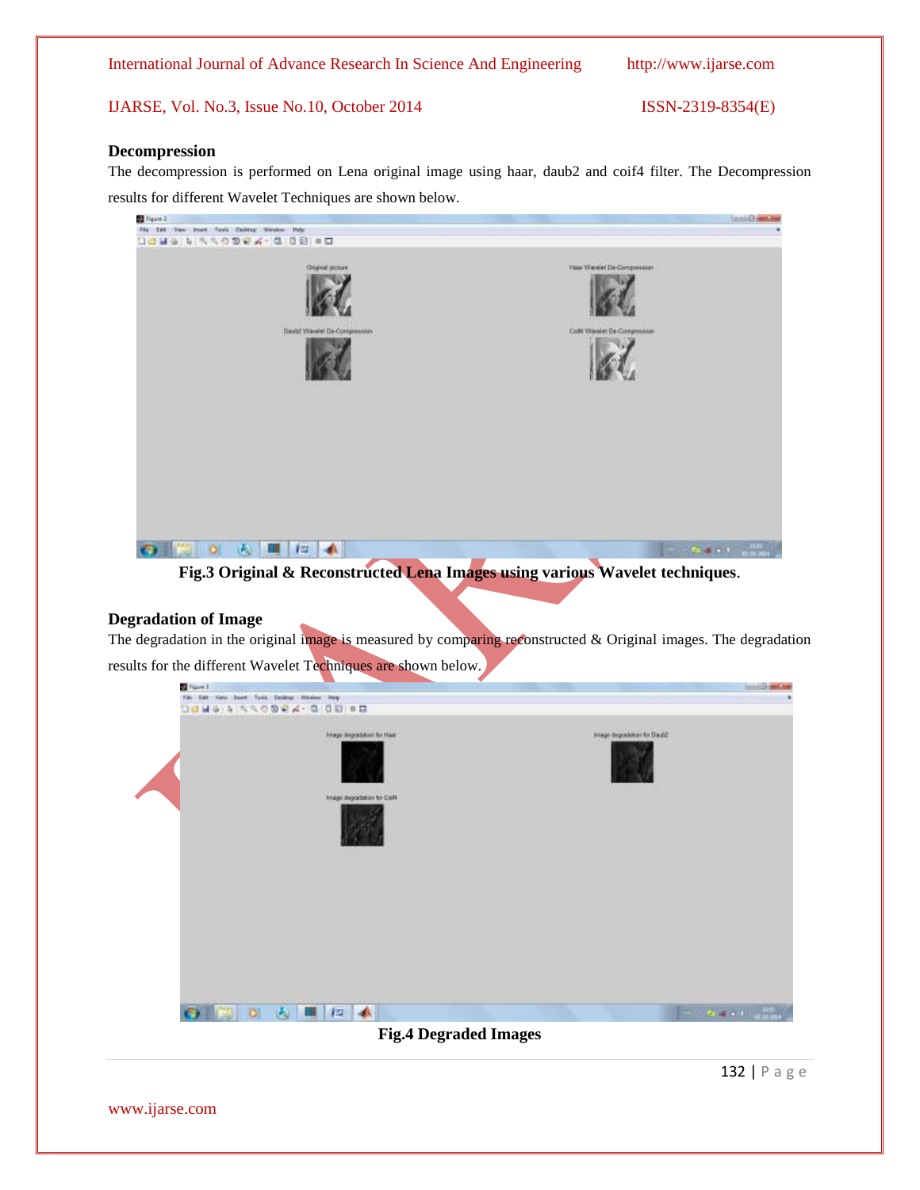### Decompression

The decompression is performed on Lena original image using haar, daub2 and coif4 filter. The Decompression results for different Wavelet Techniques are shown below.

**Fig.3 Original & Reconstructed Lena Images using various Wavelet techniques**.

### Degradation of Image

The degradation in the original image is measured by comparing reconstructed & Original images. The degradation results for the different Wavelet Techniques are shown below.

**Fig.4 Degraded Images**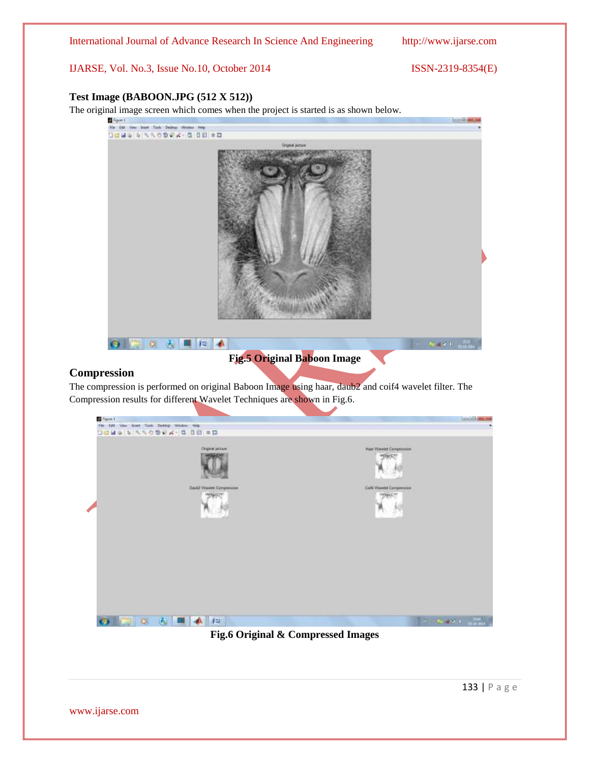**Test Image (BABOON.JPG (512 X 512))**

The original image screen which comes when the project is started is as shown below.

**Fig.5 Original Baboon Image**

## Compression

The compression is performed on original Baboon Image using haar, daub2 and coif4 wavelet filter. The Compression results for different Wavelet Techniques are shown in Fig.6.

**Fig.6 Original & Compressed Images**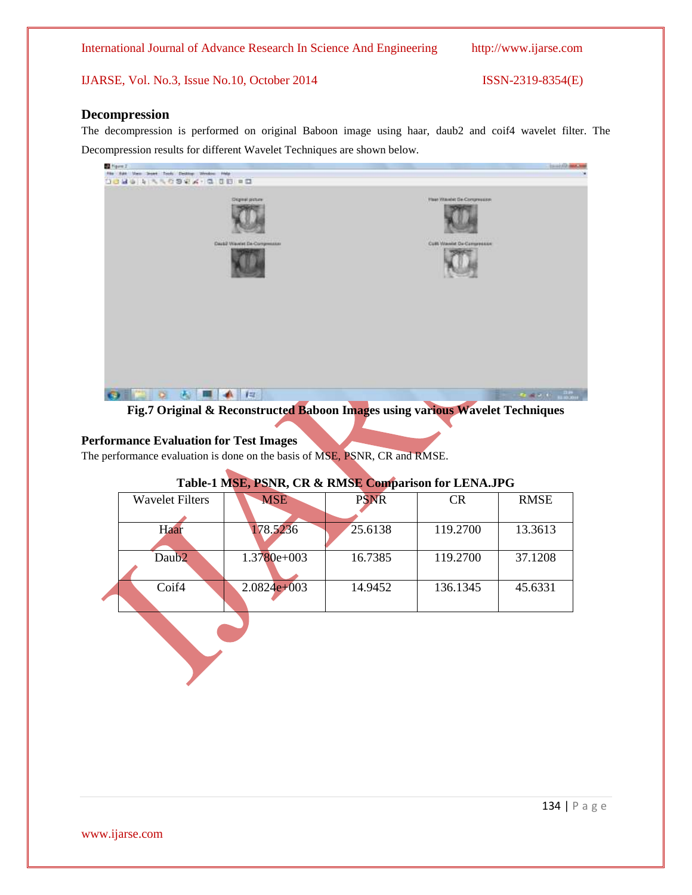### Decompression

The decompression is performed on original Baboon image using haar, daub2 and coif4 wavelet filter. The Decompression results for different Wavelet Techniques are shown below.

**Fig.7 Original & Reconstructed Baboon Images using various Wavelet Techniques**

### Performance Evaluation for Test Images

The performance evaluation is done on the basis of MSE, PSNR, CR and RMSE.

**Table-1 MSE, PSNR, CR & RMSE Comparison for LENA.JPG**

| Wavelet Filters | MSE | PSNR | CR | RMSE |
|---|---|---|---|---|
| Haar | 178.5236 | 25.6138 | 119.2700 | 13.3613 |
| Daub2 | 1.3780e+003 | 16.7385 | 119.2700 | 37.1208 |
| Coif4 | 2.0824e+003 | 14.9452 | 136.1345 | 45.6331 |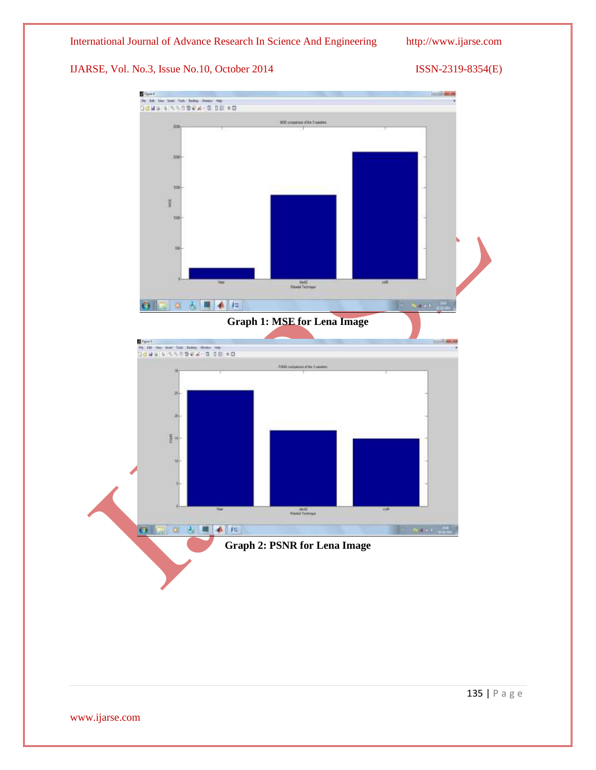Graph 1: MSE for Lena Image

Graph 2: PSNR for Lena Image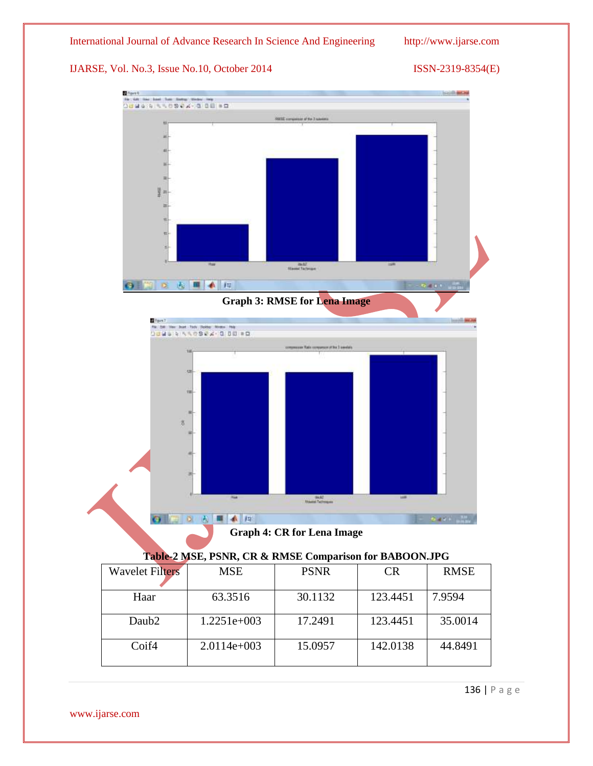**Graph 3: RMSE for Lena Image**

**Graph 4: CR for Lena Image**

**Table-2 MSE, PSNR, CR & RMSE Comparison for BABOON.JPG**

| Wavelet Filters | MSE | PSNR | CR | RMSE |
|---|---|---|---|---|
| Haar | 63.3516 | 30.1132 | 123.4451 | 7.9594 |
| Daub2 | 1.2251e+003 | 17.2491 | 123.4451 | 35.0014 |
| Coif4 | 2.0114e+003 | 15.0957 | 142.0138 | 44.8491 |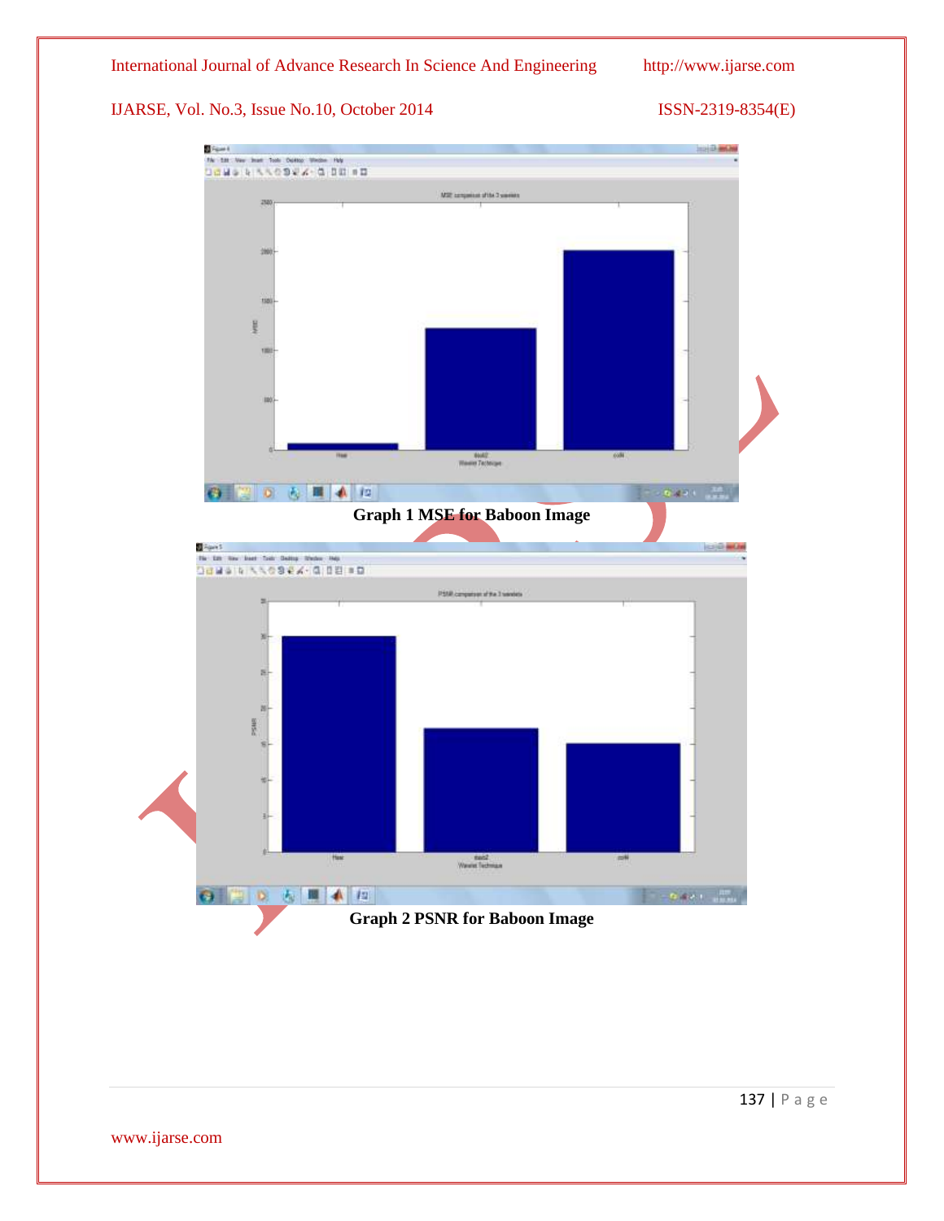Graph 1 MSE for Baboon Image

Graph 2 PSNR for Baboon Image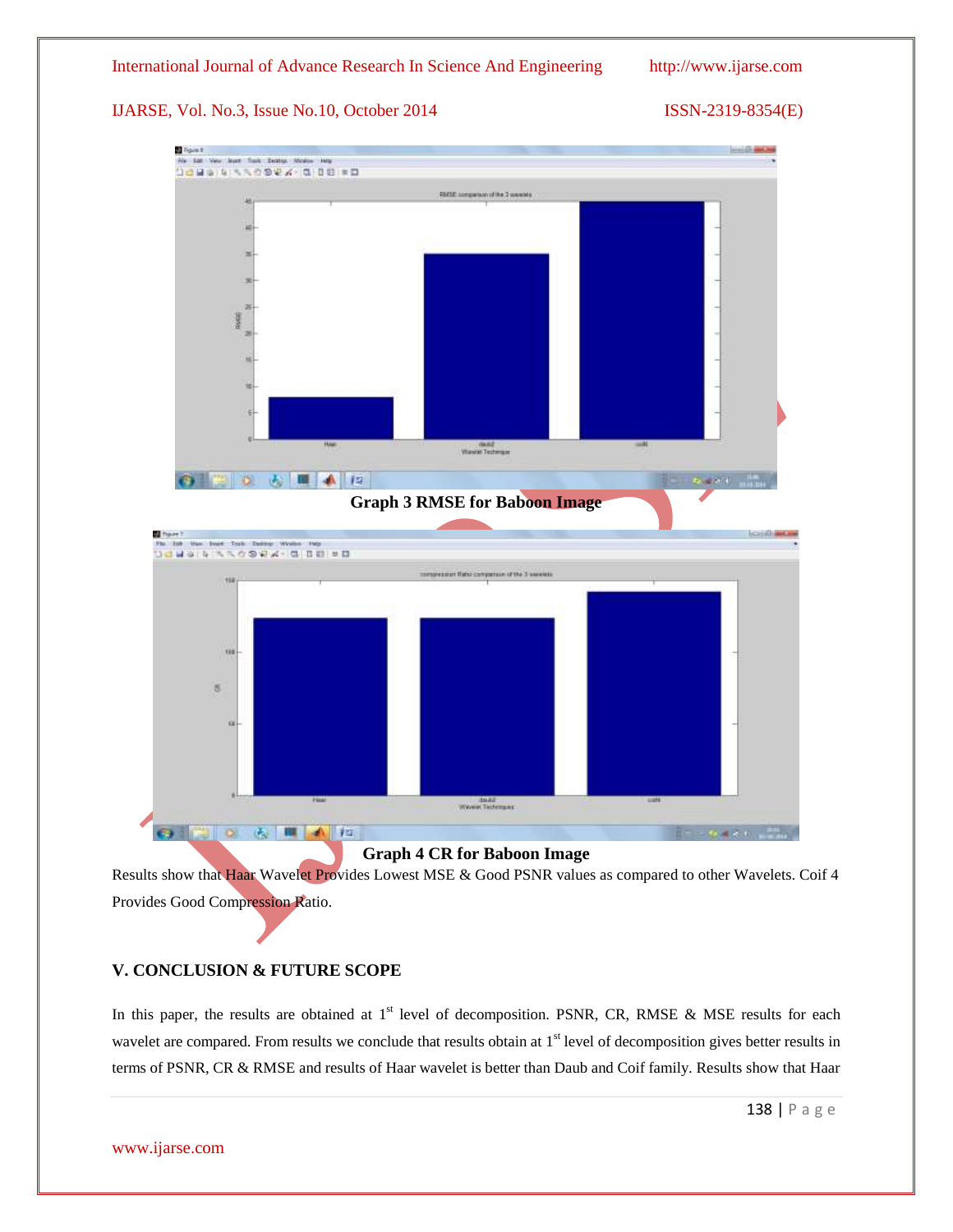Graph 3 RMSE for Baboon Image

Graph 4 CR for Baboon Image

Results show that Haar Wavelet Provides Lowest MSE & Good PSNR values as compared to other Wavelets. Coif 4 Provides Good Compression Ratio.

## V. CONCLUSION & FUTURE SCOPE

In this paper, the results are obtained at 1st level of decomposition. PSNR, CR, RMSE & MSE results for each wavelet are compared. From results we conclude that results obtain at 1st level of decomposition gives better results in terms of PSNR, CR & RMSE and results of Haar wavelet is better than Daub and Coif family. Results show that Haar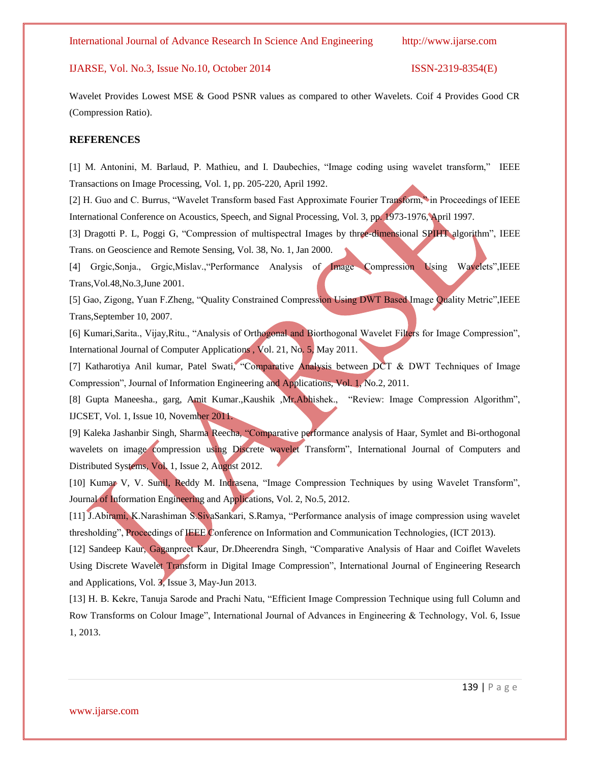Wavelet Provides Lowest MSE & Good PSNR values as compared to other Wavelets. Coif 4 Provides Good CR (Compression Ratio).

## REFERENCES

[1] M. Antonini, M. Barlaud, P. Mathieu, and I. Daubechies, "Image coding using wavelet transform," IEEE Transactions on Image Processing, Vol. 1, pp. 205-220, April 1992.

[2] H. Guo and C. Burrus, "Wavelet Transform based Fast Approximate Fourier Transform," in Proceedings of IEEE International Conference on Acoustics, Speech, and Signal Processing, Vol. 3, pp. 1973-1976, April 1997.

[3] Dragotti P. L, Poggi G, "Compression of multispectral Images by three-dimensional SPIHT algorithm", IEEE Trans. on Geoscience and Remote Sensing, Vol. 38, No. 1, Jan 2000.

[4] Grgic,Sonja., Grgic,Mislav.,"Performance Analysis of Image Compression Using Wavelets",IEEE Trans,Vol.48,No.3,June 2001.

[5] Gao, Zigong, Yuan F.Zheng, "Quality Constrained Compression Using DWT Based Image Quality Metric",IEEE Trans,September 10, 2007.

[6] Kumari,Sarita., Vijay,Ritu., "Analysis of Orthogonal and Biorthogonal Wavelet Filters for Image Compression", International Journal of Computer Applications , Vol. 21, No. 5, May 2011.

[7] Katharotiya Anil kumar, Patel Swati, "Comparative Analysis between DCT & DWT Techniques of Image Compression", Journal of Information Engineering and Applications, Vol. 1, No.2, 2011.

[8] Gupta Maneesha., garg, Amit Kumar.,Kaushik ,Mr.Abhishek., "Review: Image Compression Algorithm", IJCSET, Vol. 1, Issue 10, November 2011.

[9] Kaleka Jashanbir Singh, Sharma Reecha, "Comparative performance analysis of Haar, Symlet and Bi-orthogonal wavelets on image compression using Discrete wavelet Transform", International Journal of Computers and Distributed Systems, Vol. 1, Issue 2, August 2012.

[10] Kumar V, V. Sunil, Reddy M. Indrasena, "Image Compression Techniques by using Wavelet Transform", Journal of Information Engineering and Applications, Vol. 2, No.5, 2012.

[11] J.Abirami, K.Narashiman S.SivaSankari, S.Ramya, "Performance analysis of image compression using wavelet thresholding", Proceedings of IEEE Conference on Information and Communication Technologies, (ICT 2013).

[12] Sandeep Kaur, Gaganpreet Kaur, Dr.Dheerendra Singh, "Comparative Analysis of Haar and Coiflet Wavelets Using Discrete Wavelet Transform in Digital Image Compression", International Journal of Engineering Research and Applications, Vol. 3, Issue 3, May-Jun 2013.

[13] H. B. Kekre, Tanuja Sarode and Prachi Natu, "Efficient Image Compression Technique using full Column and Row Transforms on Colour Image", International Journal of Advances in Engineering & Technology, Vol. 6, Issue 1, 2013.